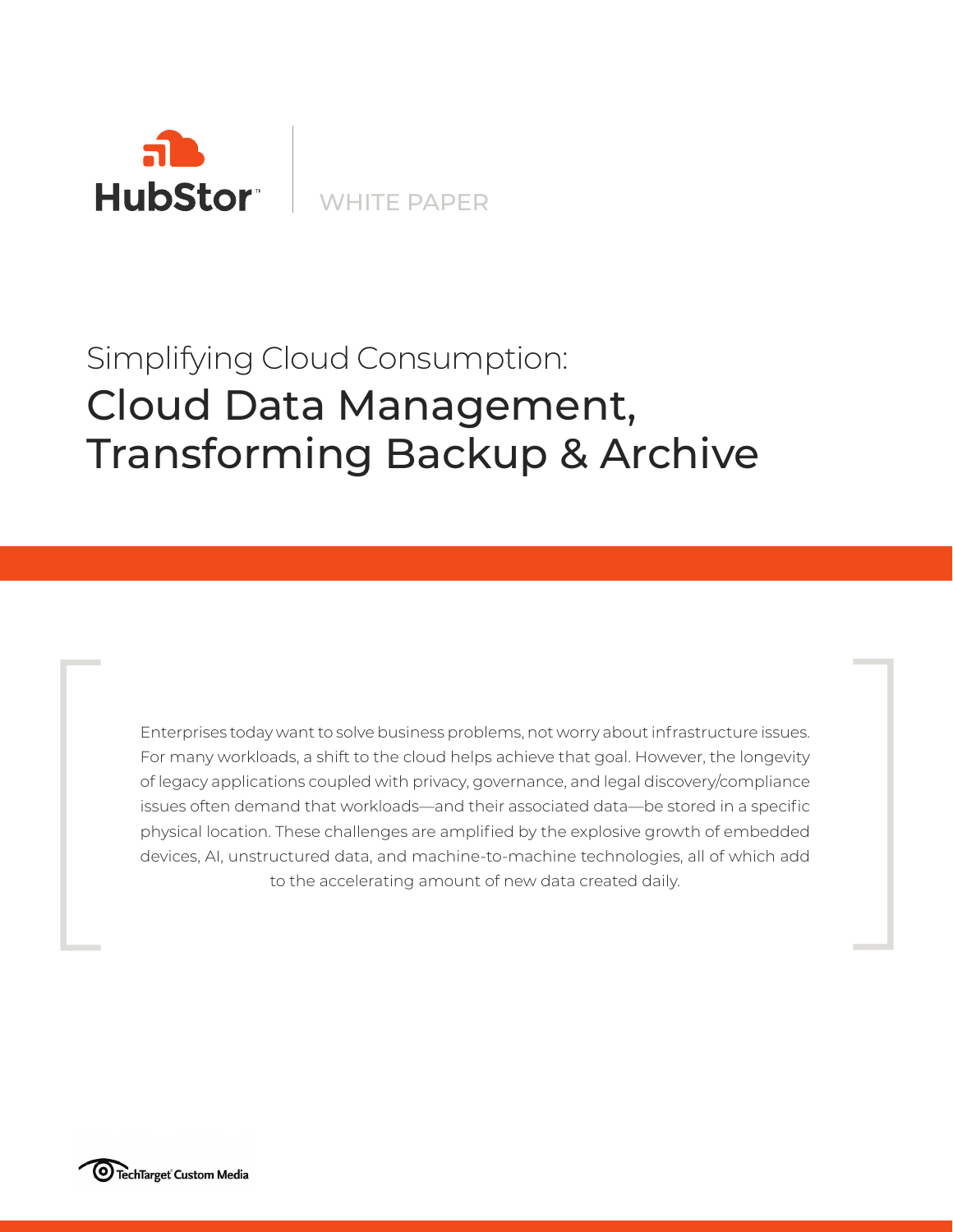HubStor™ | WHITE PAPER

# Simplifying Cloud Consumption: Cloud Data Management, Transforming Backup & Archive

Enterprises today want to solve business problems, not worry about infrastructure issues. For many workloads, a shift to the cloud helps achieve that goal. However, the longevity of legacy applications coupled with privacy, governance, and legal discovery/compliance issues often demand that workloads—and their associated data—be stored in a specific physical location. These challenges are amplified by the explosive growth of embedded devices, AI, unstructured data, and machine-to-machine technologies, all of which add to the accelerating amount of new data created daily.

TechTarget Custom Media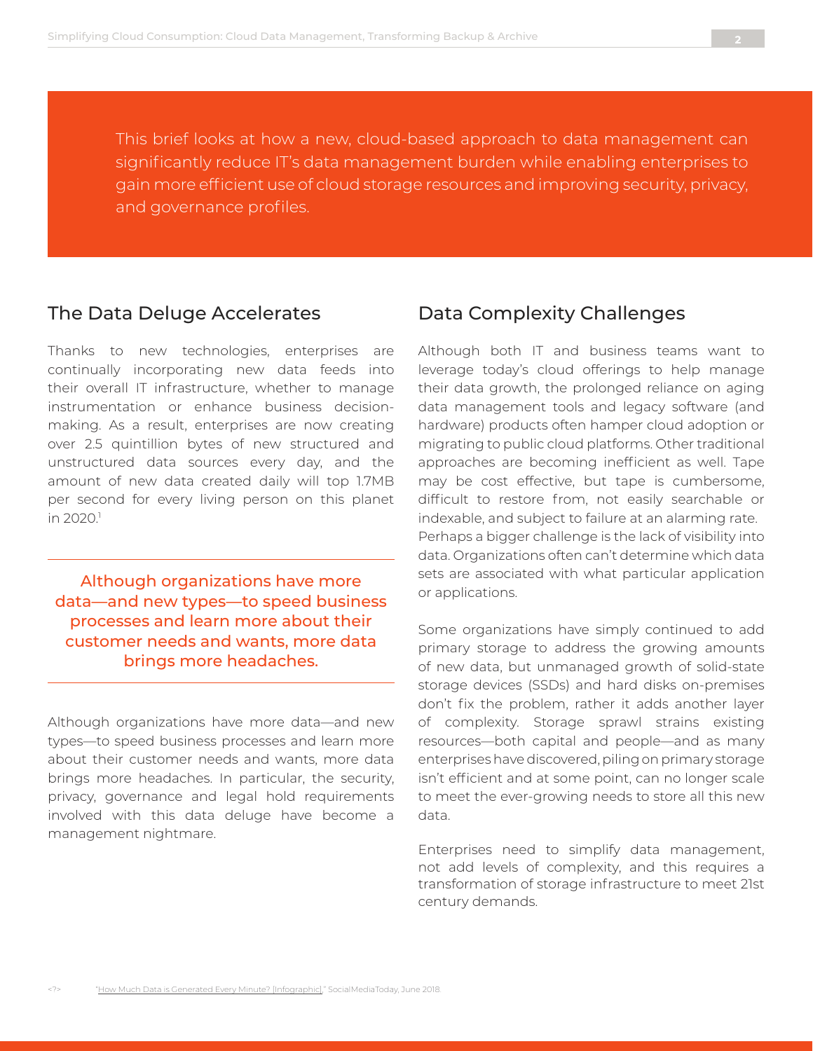This brief looks at how a new, cloud-based approach to data management can significantly reduce IT's data management burden while enabling enterprises to gain more efficient use of cloud storage resources and improving security, privacy, and governance profiles.

## The Data Deluge Accelerates

Thanks to new technologies, enterprises are continually incorporating new data feeds into their overall IT infrastructure, whether to manage instrumentation or enhance business decision-making. As a result, enterprises are now creating over 2.5 quintillion bytes of new structured and unstructured data sources every day, and the amount of new data created daily will top 1.7MB per second for every living person on this planet in 2020.[1]

> Although organizations have more data—and new types—to speed business processes and learn more about their customer needs and wants, more data brings more headaches.

Although organizations have more data—and new types—to speed business processes and learn more about their customer needs and wants, more data brings more headaches. In particular, the security, privacy, governance and legal hold requirements involved with this data deluge have become a management nightmare.

## Data Complexity Challenges

Although both IT and business teams want to leverage today's cloud offerings to help manage their data growth, the prolonged reliance on aging data management tools and legacy software (and hardware) products often hamper cloud adoption or migrating to public cloud platforms. Other traditional approaches are becoming inefficient as well. Tape may be cost effective, but tape is cumbersome, difficult to restore from, not easily searchable or indexable, and subject to failure at an alarming rate. Perhaps a bigger challenge is the lack of visibility into data. Organizations often can't determine which data sets are associated with what particular application or applications.

Some organizations have simply continued to add primary storage to address the growing amounts of new data, but unmanaged growth of solid-state storage devices (SSDs) and hard disks on-premises don't fix the problem, rather it adds another layer of complexity. Storage sprawl strains existing resources—both capital and people—and as many enterprises have discovered, piling on primary storage isn't efficient and at some point, can no longer scale to meet the ever-growing needs to store all this new data.

Enterprises need to simplify data management, not add levels of complexity, and this requires a transformation of storage infrastructure to meet 21st century demands.

[1] "How Much Data is Generated Every Minute? [Infographic]," SocialMediaToday, June 2018.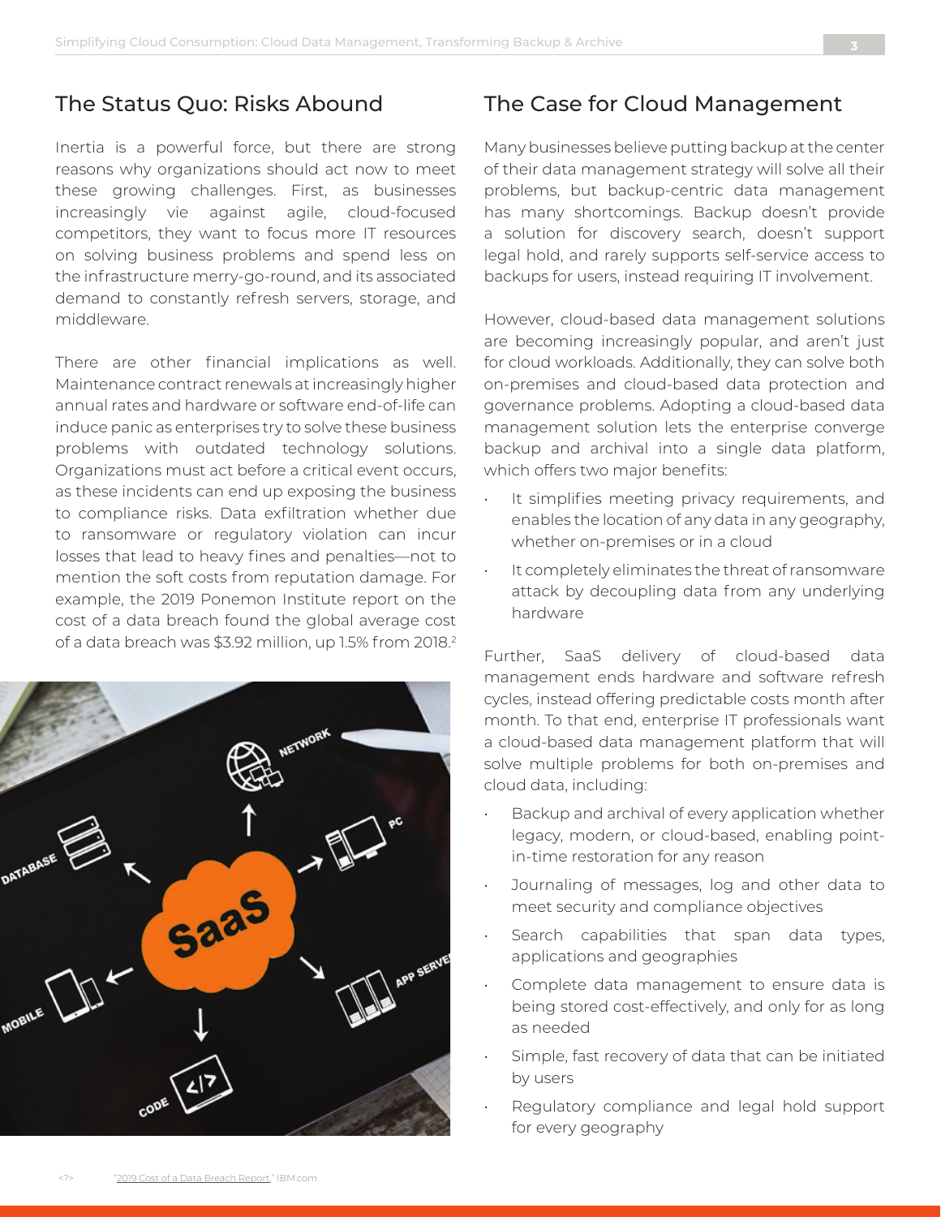## The Status Quo: Risks Abound

Inertia is a powerful force, but there are strong reasons why organizations should act now to meet these growing challenges. First, as businesses increasingly vie against agile, cloud-focused competitors, they want to focus more IT resources on solving business problems and spend less on the infrastructure merry-go-round, and its associated demand to constantly refresh servers, storage, and middleware.

There are other financial implications as well. Maintenance contract renewals at increasingly higher annual rates and hardware or software end-of-life can induce panic as enterprises try to solve these business problems with outdated technology solutions. Organizations must act before a critical event occurs, as these incidents can end up exposing the business to compliance risks. Data exfiltration whether due to ransomware or regulatory violation can incur losses that lead to heavy fines and penalties—not to mention the soft costs from reputation damage. For example, the 2019 Ponemon Institute report on the cost of a data breach found the global average cost of a data breach was $3.92 million, up 1.5% from 2018.[2]

## The Case for Cloud Management

Many businesses believe putting backup at the center of their data management strategy will solve all their problems, but backup-centric data management has many shortcomings. Backup doesn't provide a solution for discovery search, doesn't support legal hold, and rarely supports self-service access to backups for users, instead requiring IT involvement.

However, cloud-based data management solutions are becoming increasingly popular, and aren't just for cloud workloads. Additionally, they can solve both on-premises and cloud-based data protection and governance problems. Adopting a cloud-based data management solution lets the enterprise converge backup and archival into a single data platform, which offers two major benefits:

- It simplifies meeting privacy requirements, and enables the location of any data in any geography, whether on-premises or in a cloud
- It completely eliminates the threat of ransomware attack by decoupling data from any underlying hardware

Further, SaaS delivery of cloud-based data management ends hardware and software refresh cycles, instead offering predictable costs month after month. To that end, enterprise IT professionals want a cloud-based data management platform that will solve multiple problems for both on-premises and cloud data, including:

- Backup and archival of every application whether legacy, modern, or cloud-based, enabling point-in-time restoration for any reason
- Journaling of messages, log and other data to meet security and compliance objectives
- Search capabilities that span data types, applications and geographies
- Complete data management to ensure data is being stored cost-effectively, and only for as long as needed
- Simple, fast recovery of data that can be initiated by users
- Regulatory compliance and legal hold support for every geography

<?> "2019 Cost of a Data Breach Report," IBM.com.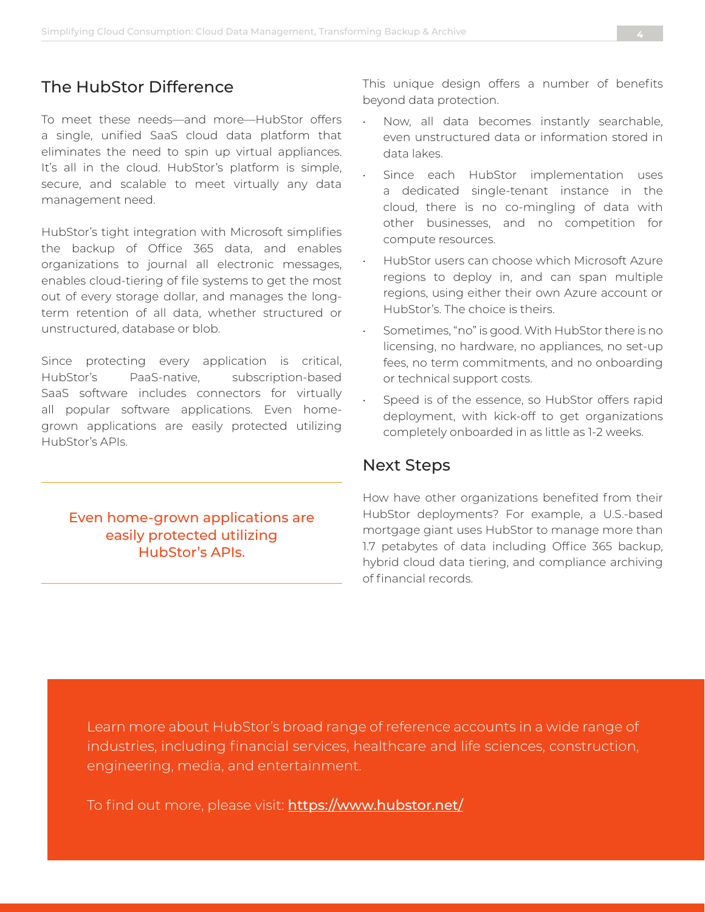## The HubStor Difference

To meet these needs—and more—HubStor offers a single, unified SaaS cloud data platform that eliminates the need to spin up virtual appliances. It's all in the cloud. HubStor's platform is simple, secure, and scalable to meet virtually any data management need.

HubStor's tight integration with Microsoft simplifies the backup of Office 365 data, and enables organizations to journal all electronic messages, enables cloud-tiering of file systems to get the most out of every storage dollar, and manages the long-term retention of all data, whether structured or unstructured, database or blob.

Since protecting every application is critical, HubStor's PaaS-native, subscription-based SaaS software includes connectors for virtually all popular software applications. Even home-grown applications are easily protected utilizing HubStor's APIs.

> Even home-grown applications are easily protected utilizing HubStor's APIs.

This unique design offers a number of benefits beyond data protection.

- Now, all data becomes instantly searchable, even unstructured data or information stored in data lakes.
- Since each HubStor implementation uses a dedicated single-tenant instance in the cloud, there is no co-mingling of data with other businesses, and no competition for compute resources.
- HubStor users can choose which Microsoft Azure regions to deploy in, and can span multiple regions, using either their own Azure account or HubStor's. The choice is theirs.
- Sometimes, "no" is good. With HubStor there is no licensing, no hardware, no appliances, no set-up fees, no term commitments, and no onboarding or technical support costs.
- Speed is of the essence, so HubStor offers rapid deployment, with kick-off to get organizations completely onboarded in as little as 1-2 weeks.

## Next Steps

How have other organizations benefited from their HubStor deployments? For example, a U.S.-based mortgage giant uses HubStor to manage more than 1.7 petabytes of data including Office 365 backup, hybrid cloud data tiering, and compliance archiving of financial records.

Learn more about HubStor's broad range of reference accounts in a wide range of industries, including financial services, healthcare and life sciences, construction, engineering, media, and entertainment.

To find out more, please visit: https://www.hubstor.net/